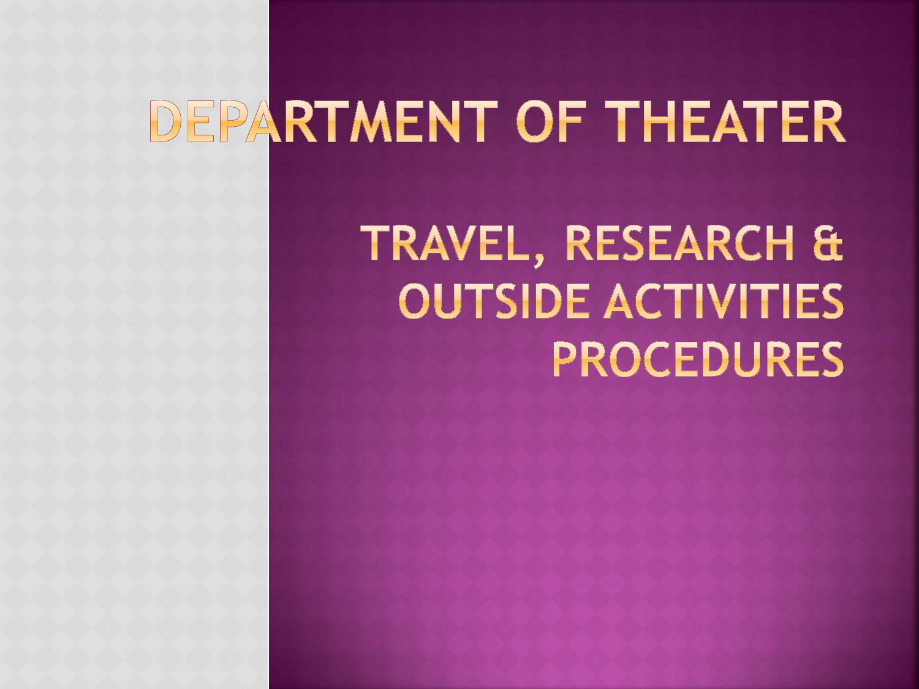# DEPARTMENT OF THEATER

## TRAVEL, RESEARCH & OUTSIDE ACTIVITIES PROCEDURES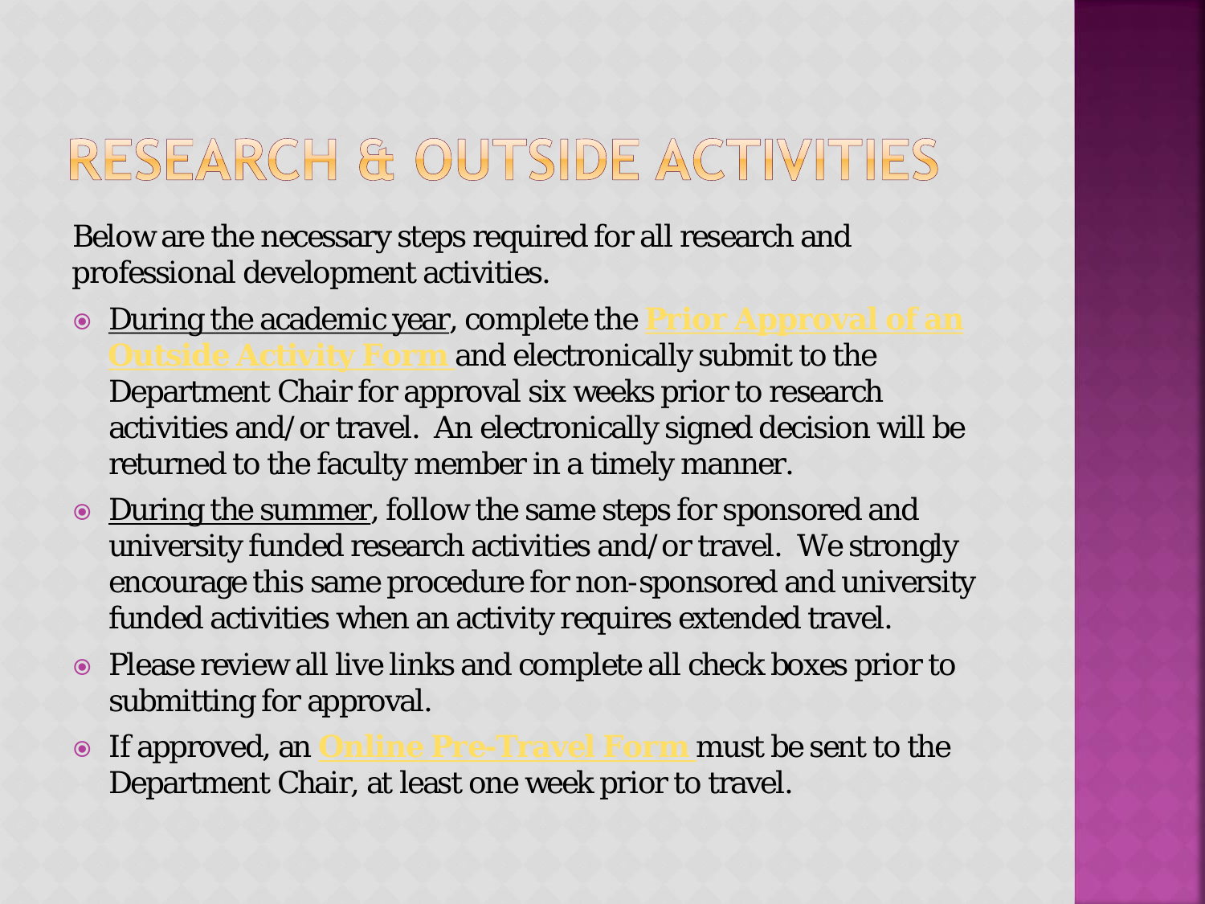# RESEARCH & OUTSIDE ACTIVITIES

Below are the necessary steps required for all research and professional development activities.

- During the academic year, complete the **Prior Approval of an Outside Activity Form** and electronically submit to the Department Chair for approval six weeks prior to research activities and/or travel. An electronically signed decision will be returned to the faculty member in a timely manner.
- During the summer, follow the same steps for sponsored and university funded research activities and/or travel. We strongly encourage this same procedure for non-sponsored and university funded activities when an activity requires extended travel.
- Please review all live links and complete all check boxes prior to submitting for approval.
- If approved, an **Online Pre-Travel Form** must be sent to the Department Chair, at least one week prior to travel.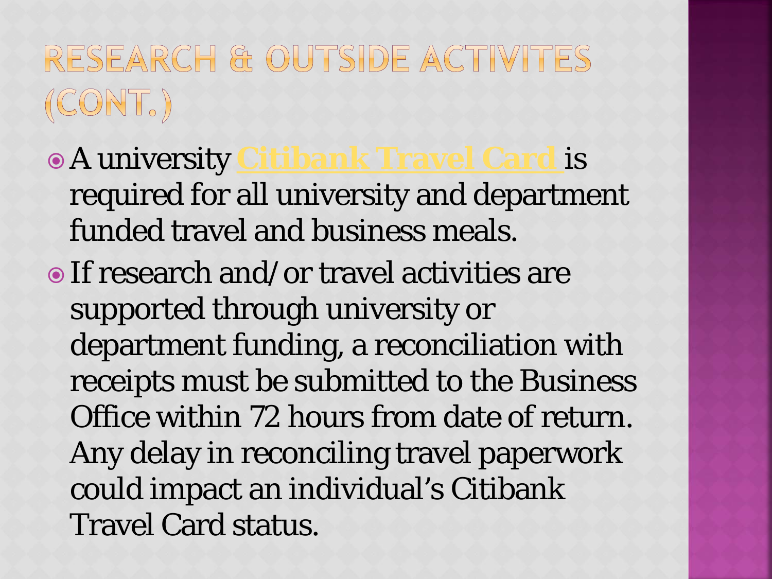# RESEARCH & OUTSIDE ACTIVITES (CONT.)

- A university Citibank Travel Card is required for all university and department funded travel and business meals.
- If research and/or travel activities are supported through university or department funding, a reconciliation with receipts must be submitted to the Business Office within 72 hours from date of return. Any delay in reconciling travel paperwork could impact an individual's Citibank Travel Card status.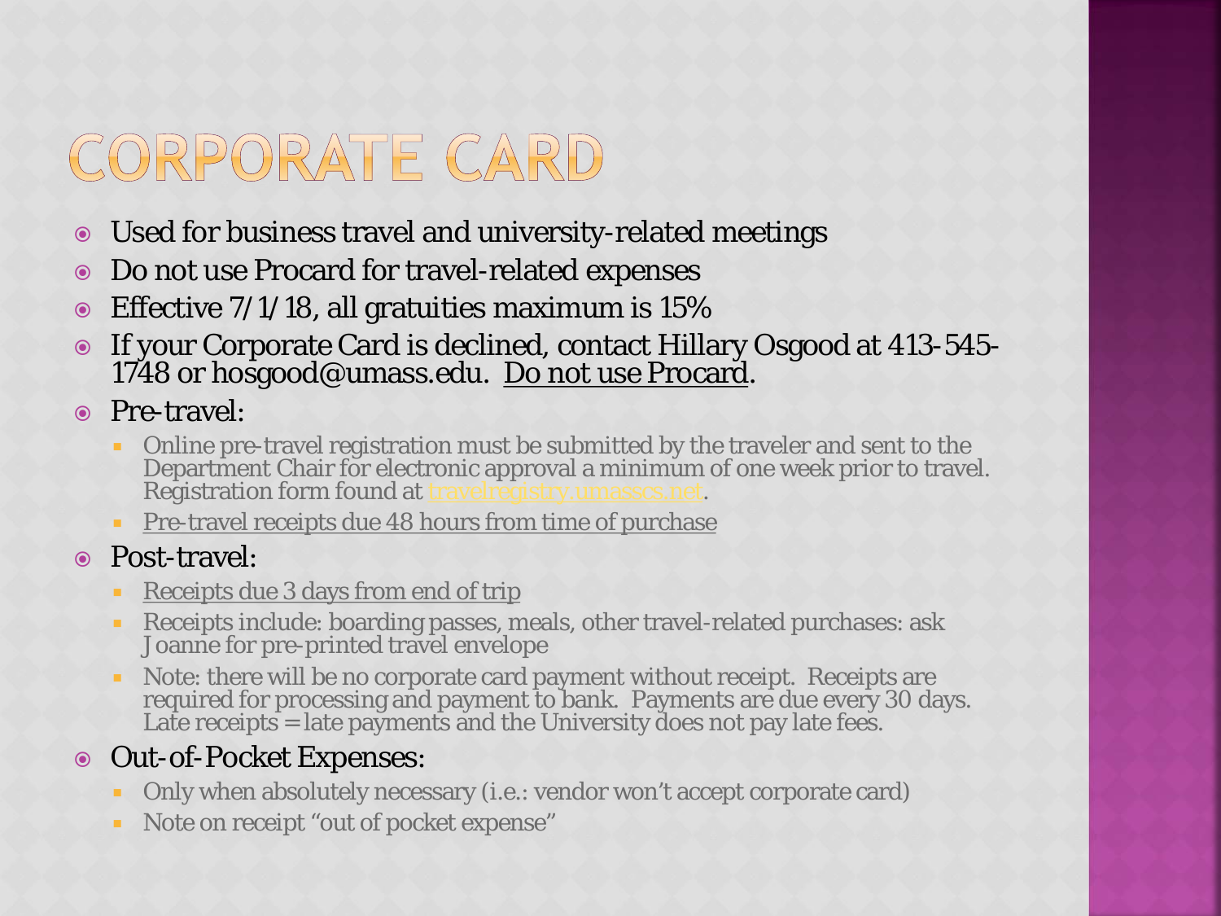# Corporate Card

- Used for business travel and university-related meetings
- Do not use Procard for travel-related expenses
- Effective 7/1/18, all gratuities maximum is 15%
- If your Corporate Card is declined, contact Hillary Osgood at 413-545-1748 or hosgood@umass.edu. <u>Do not use Procard</u>.
- Pre-travel:
  - Online pre-travel registration must be submitted by the traveler and sent to the Department Chair for electronic approval a minimum of one week prior to travel. Registration form found at travelregistry.umasscs.net.
  - <u>Pre-travel receipts due 48 hours from time of purchase</u>
- Post-travel:
  - <u>Receipts due 3 days from end of trip</u>
  - Receipts include: boarding passes, meals, other travel-related purchases: ask Joanne for pre-printed travel envelope
  - Note: there will be no corporate card payment without receipt. Receipts are required for processing and payment to bank. Payments are due every 30 days. Late receipts = late payments and the University does not pay late fees.
- Out-of-Pocket Expenses:
  - Only when absolutely necessary (i.e.: vendor won't accept corporate card)
  - Note on receipt "out of pocket expense"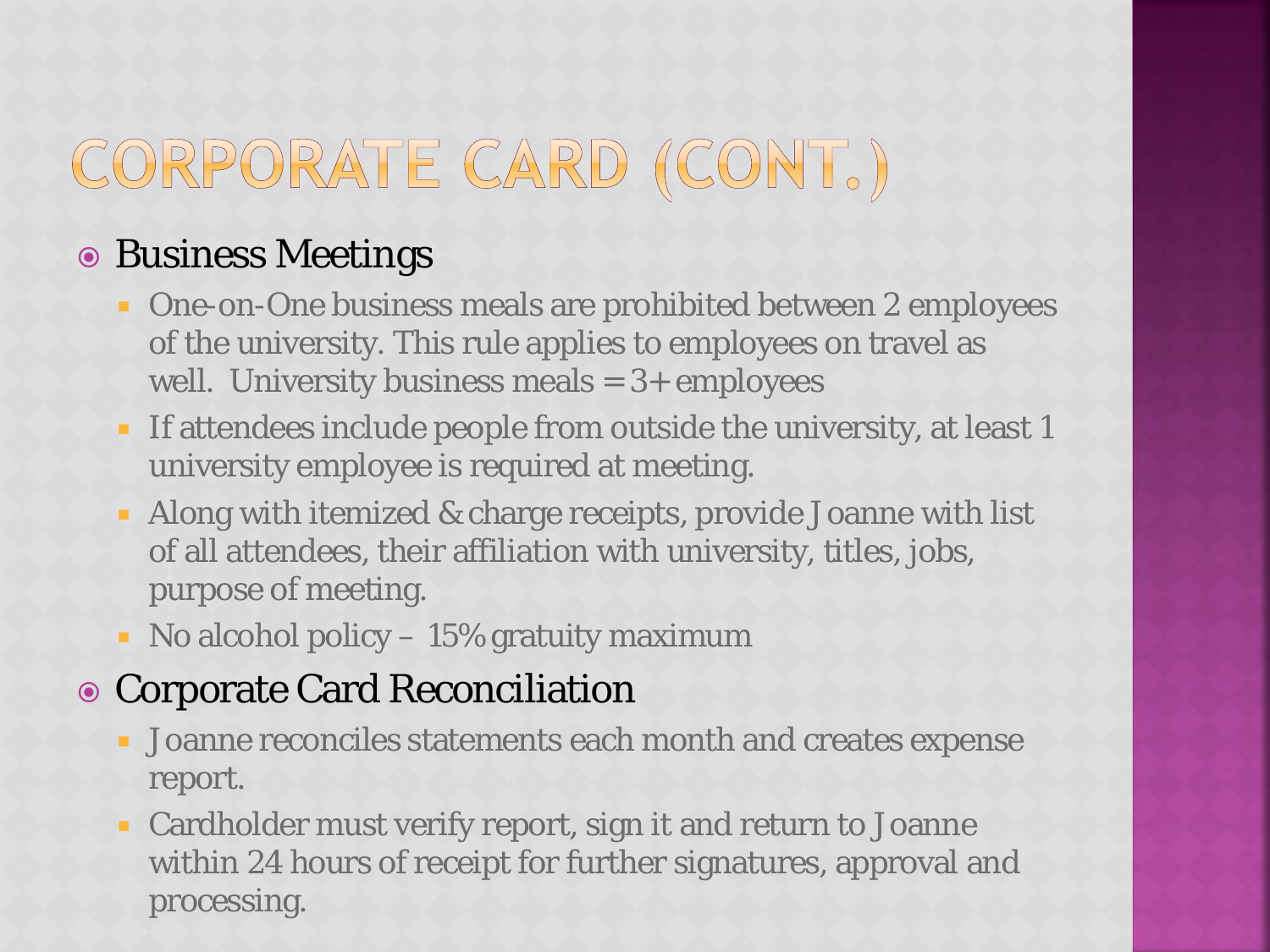# CORPORATE CARD (CONT.)

- Business Meetings
  - One-on-One business meals are prohibited between 2 employees of the university. This rule applies to employees on travel as well. University business meals = 3+ employees
  - If attendees include people from outside the university, at least 1 university employee is required at meeting.
  - Along with itemized & charge receipts, provide Joanne with list of all attendees, their affiliation with university, titles, jobs, purpose of meeting.
  - No alcohol policy – 15% gratuity maximum
- Corporate Card Reconciliation
  - Joanne reconciles statements each month and creates expense report.
  - Cardholder must verify report, sign it and return to Joanne within 24 hours of receipt for further signatures, approval and processing.